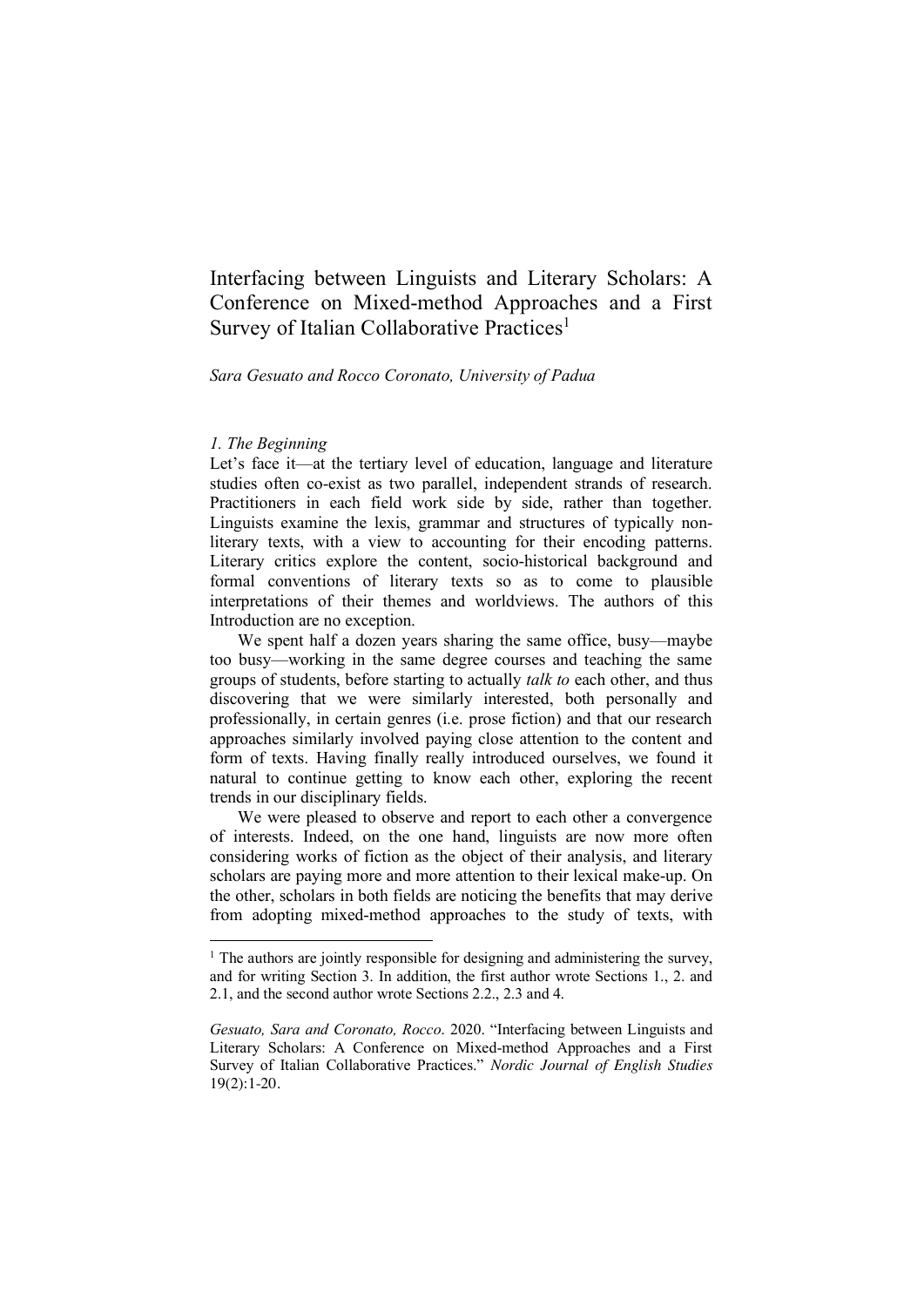# Interfacing between Linguists and Literary Scholars: A Conference on Mixed-method Approaches and a First Survey of Italian Collaborative Practices[1]

*Sara Gesuato and Rocco Coronato, University of Padua*

## *1. The Beginning*

Let's face it—at the tertiary level of education, language and literature studies often co-exist as two parallel, independent strands of research. Practitioners in each field work side by side, rather than together. Linguists examine the lexis, grammar and structures of typically non-literary texts, with a view to accounting for their encoding patterns. Literary critics explore the content, socio-historical background and formal conventions of literary texts so as to come to plausible interpretations of their themes and worldviews. The authors of this Introduction are no exception.

We spent half a dozen years sharing the same office, busy—maybe too busy—working in the same degree courses and teaching the same groups of students, before starting to actually *talk to* each other, and thus discovering that we were similarly interested, both personally and professionally, in certain genres (i.e. prose fiction) and that our research approaches similarly involved paying close attention to the content and form of texts. Having finally really introduced ourselves, we found it natural to continue getting to know each other, exploring the recent trends in our disciplinary fields.

We were pleased to observe and report to each other a convergence of interests. Indeed, on the one hand, linguists are now more often considering works of fiction as the object of their analysis, and literary scholars are paying more and more attention to their lexical make-up. On the other, scholars in both fields are noticing the benefits that may derive from adopting mixed-method approaches to the study of texts, with

---

[1] The authors are jointly responsible for designing and administering the survey, and for writing Section 3. In addition, the first author wrote Sections 1., 2. and 2.1, and the second author wrote Sections 2.2., 2.3 and 4.

*Gesuato, Sara and Coronato, Rocco*. 2020. "Interfacing between Linguists and Literary Scholars: A Conference on Mixed-method Approaches and a First Survey of Italian Collaborative Practices." *Nordic Journal of English Studies* 19(2):1-20.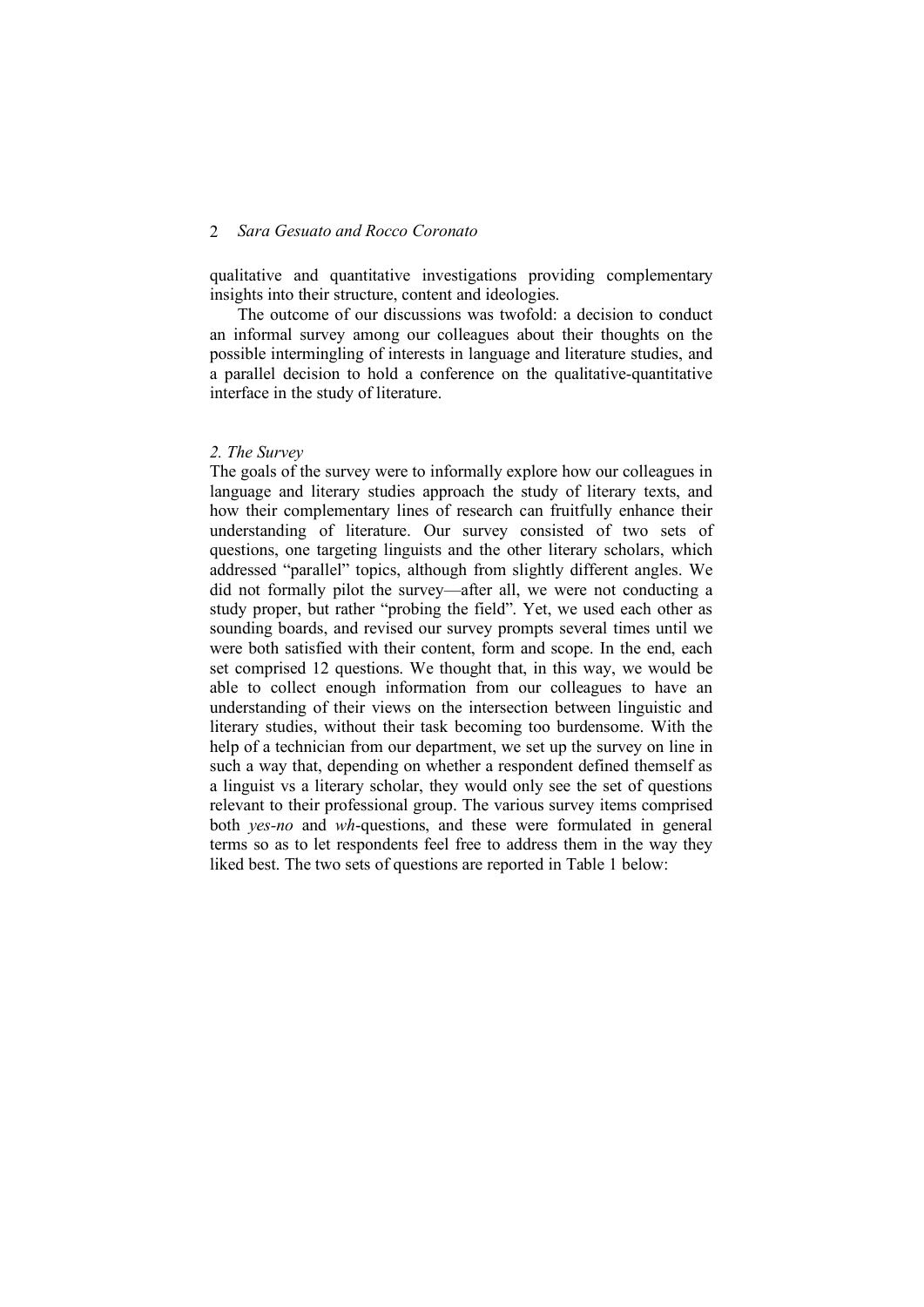qualitative and quantitative investigations providing complementary insights into their structure, content and ideologies.

The outcome of our discussions was twofold: a decision to conduct an informal survey among our colleagues about their thoughts on the possible intermingling of interests in language and literature studies, and a parallel decision to hold a conference on the qualitative-quantitative interface in the study of literature.

## *2. The Survey*

The goals of the survey were to informally explore how our colleagues in language and literary studies approach the study of literary texts, and how their complementary lines of research can fruitfully enhance their understanding of literature. Our survey consisted of two sets of questions, one targeting linguists and the other literary scholars, which addressed "parallel" topics, although from slightly different angles. We did not formally pilot the survey—after all, we were not conducting a study proper, but rather "probing the field". Yet, we used each other as sounding boards, and revised our survey prompts several times until we were both satisfied with their content, form and scope. In the end, each set comprised 12 questions. We thought that, in this way, we would be able to collect enough information from our colleagues to have an understanding of their views on the intersection between linguistic and literary studies, without their task becoming too burdensome. With the help of a technician from our department, we set up the survey on line in such a way that, depending on whether a respondent defined themself as a linguist vs a literary scholar, they would only see the set of questions relevant to their professional group. The various survey items comprised both *yes-no* and *wh*-questions, and these were formulated in general terms so as to let respondents feel free to address them in the way they liked best. The two sets of questions are reported in Table 1 below: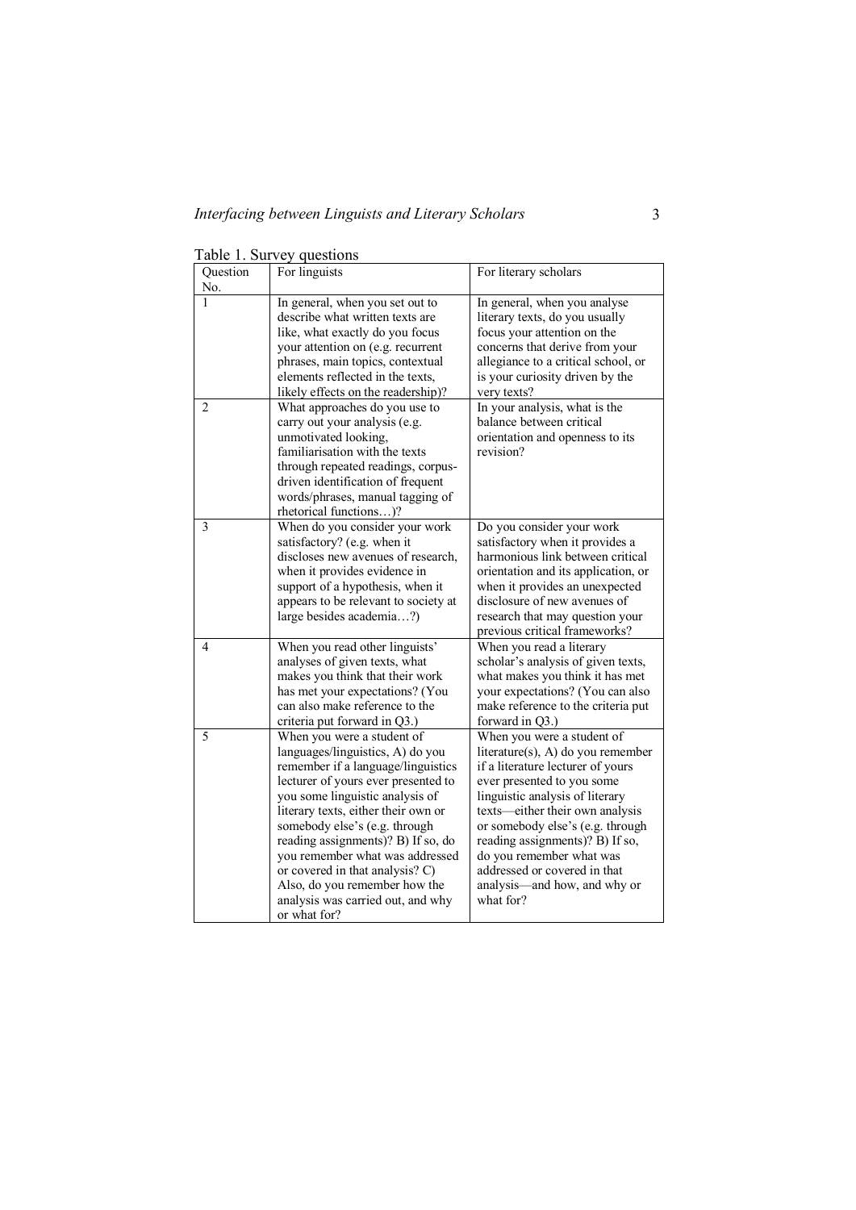Table 1. Survey questions

| Question No. | For linguists | For literary scholars |
|---|---|---|
| 1 | In general, when you set out to describe what written texts are like, what exactly do you focus your attention on (e.g. recurrent phrases, main topics, contextual elements reflected in the texts, likely effects on the readership)? | In general, when you analyse literary texts, do you usually focus your attention on the concerns that derive from your allegiance to a critical school, or is your curiosity driven by the very texts? |
| 2 | What approaches do you use to carry out your analysis (e.g. unmotivated looking, familiarisation with the texts through repeated readings, corpus-driven identification of frequent words/phrases, manual tagging of rhetorical functions…)? | In your analysis, what is the balance between critical orientation and openness to its revision? |
| 3 | When do you consider your work satisfactory? (e.g. when it discloses new avenues of research, when it provides evidence in support of a hypothesis, when it appears to be relevant to society at large besides academia…?) | Do you consider your work satisfactory when it provides a harmonious link between critical orientation and its application, or when it provides an unexpected disclosure of new avenues of research that may question your previous critical frameworks? |
| 4 | When you read other linguists' analyses of given texts, what makes you think that their work has met your expectations? (You can also make reference to the criteria put forward in Q3.) | When you read a literary scholar's analysis of given texts, what makes you think it has met your expectations? (You can also make reference to the criteria put forward in Q3.) |
| 5 | When you were a student of languages/linguistics, A) do you remember if a language/linguistics lecturer of yours ever presented to you some linguistic analysis of literary texts, either their own or somebody else's (e.g. through reading assignments)? B) If so, do you remember what was addressed or covered in that analysis? C) Also, do you remember how the analysis was carried out, and why or what for? | When you were a student of literature(s), A) do you remember if a literature lecturer of yours ever presented to you some linguistic analysis of literary texts—either their own analysis or somebody else's (e.g. through reading assignments)? B) If so, do you remember what was addressed or covered in that analysis—and how, and why or what for? |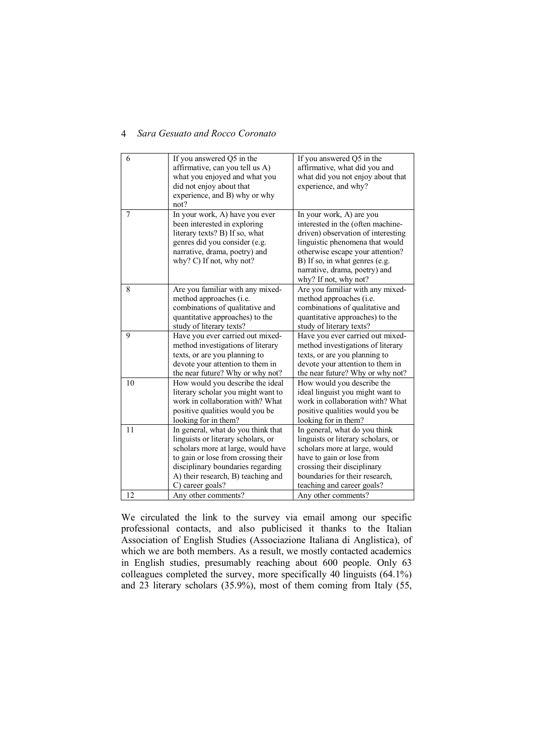| 6 | If you answered Q5 in the affirmative, can you tell us A) what you enjoyed and what you did not enjoy about that experience, and B) why or why not? | If you answered Q5 in the affirmative, what did you and what did you not enjoy about that experience, and why? |
|---|---|---|
| 7 | In your work, A) have you ever been interested in exploring literary texts? B) If so, what genres did you consider (e.g. narrative, drama, poetry) and why? C) If not, why not? | In your work, A) are you interested in the (often machine-driven) observation of interesting linguistic phenomena that would otherwise escape your attention? B) If so, in what genres (e.g. narrative, drama, poetry) and why? If not, why not? |
| 8 | Are you familiar with any mixed-method approaches (i.e. combinations of qualitative and quantitative approaches) to the study of literary texts? | Are you familiar with any mixed-method approaches (i.e. combinations of qualitative and quantitative approaches) to the study of literary texts? |
| 9 | Have you ever carried out mixed-method investigations of literary texts, or are you planning to devote your attention to them in the near future? Why or why not? | Have you ever carried out mixed-method investigations of literary texts, or are you planning to devote your attention to them in the near future? Why or why not? |
| 10 | How would you describe the ideal literary scholar you might want to work in collaboration with? What positive qualities would you be looking for in them? | How would you describe the ideal linguist you might want to work in collaboration with? What positive qualities would you be looking for in them? |
| 11 | In general, what do you think that linguists or literary scholars, or scholars more at large, would have to gain or lose from crossing their disciplinary boundaries regarding A) their research, B) teaching and C) career goals? | In general, what do you think linguists or literary scholars, or scholars more at large, would have to gain or lose from crossing their disciplinary boundaries for their research, teaching and career goals? |
| 12 | Any other comments? | Any other comments? |

We circulated the link to the survey via email among our specific professional contacts, and also publicised it thanks to the Italian Association of English Studies (Associazione Italiana di Anglistica), of which we are both members. As a result, we mostly contacted academics in English studies, presumably reaching about 600 people. Only 63 colleagues completed the survey, more specifically 40 linguists (64.1%) and 23 literary scholars (35.9%), most of them coming from Italy (55,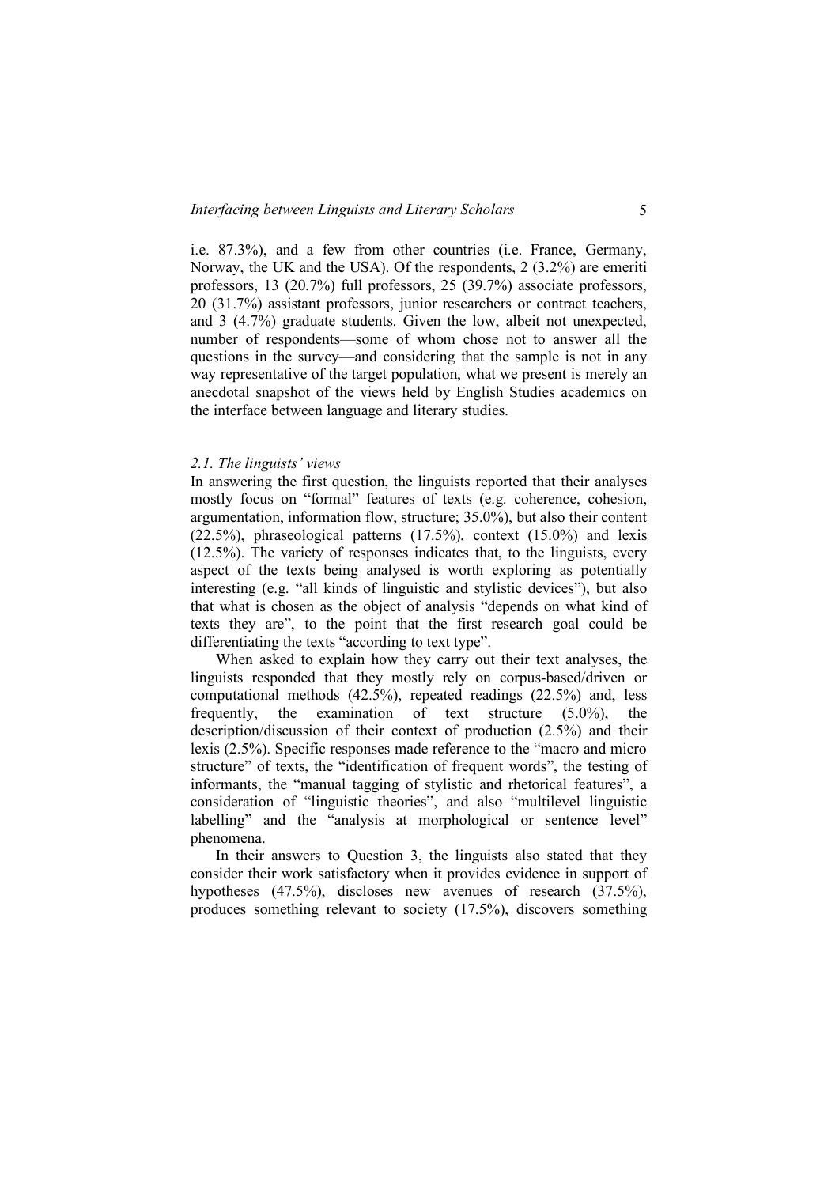i.e. 87.3%), and a few from other countries (i.e. France, Germany, Norway, the UK and the USA). Of the respondents, 2 (3.2%) are emeriti professors, 13 (20.7%) full professors, 25 (39.7%) associate professors, 20 (31.7%) assistant professors, junior researchers or contract teachers, and 3 (4.7%) graduate students. Given the low, albeit not unexpected, number of respondents—some of whom chose not to answer all the questions in the survey—and considering that the sample is not in any way representative of the target population, what we present is merely an anecdotal snapshot of the views held by English Studies academics on the interface between language and literary studies.

### *2.1. The linguists' views*

In answering the first question, the linguists reported that their analyses mostly focus on "formal" features of texts (e.g. coherence, cohesion, argumentation, information flow, structure; 35.0%), but also their content (22.5%), phraseological patterns (17.5%), context (15.0%) and lexis (12.5%). The variety of responses indicates that, to the linguists, every aspect of the texts being analysed is worth exploring as potentially interesting (e.g. "all kinds of linguistic and stylistic devices"), but also that what is chosen as the object of analysis "depends on what kind of texts they are", to the point that the first research goal could be differentiating the texts "according to text type".

When asked to explain how they carry out their text analyses, the linguists responded that they mostly rely on corpus-based/driven or computational methods (42.5%), repeated readings (22.5%) and, less frequently, the examination of text structure (5.0%), the description/discussion of their context of production (2.5%) and their lexis (2.5%). Specific responses made reference to the "macro and micro structure" of texts, the "identification of frequent words", the testing of informants, the "manual tagging of stylistic and rhetorical features", a consideration of "linguistic theories", and also "multilevel linguistic labelling" and the "analysis at morphological or sentence level" phenomena.

In their answers to Question 3, the linguists also stated that they consider their work satisfactory when it provides evidence in support of hypotheses (47.5%), discloses new avenues of research (37.5%), produces something relevant to society (17.5%), discovers something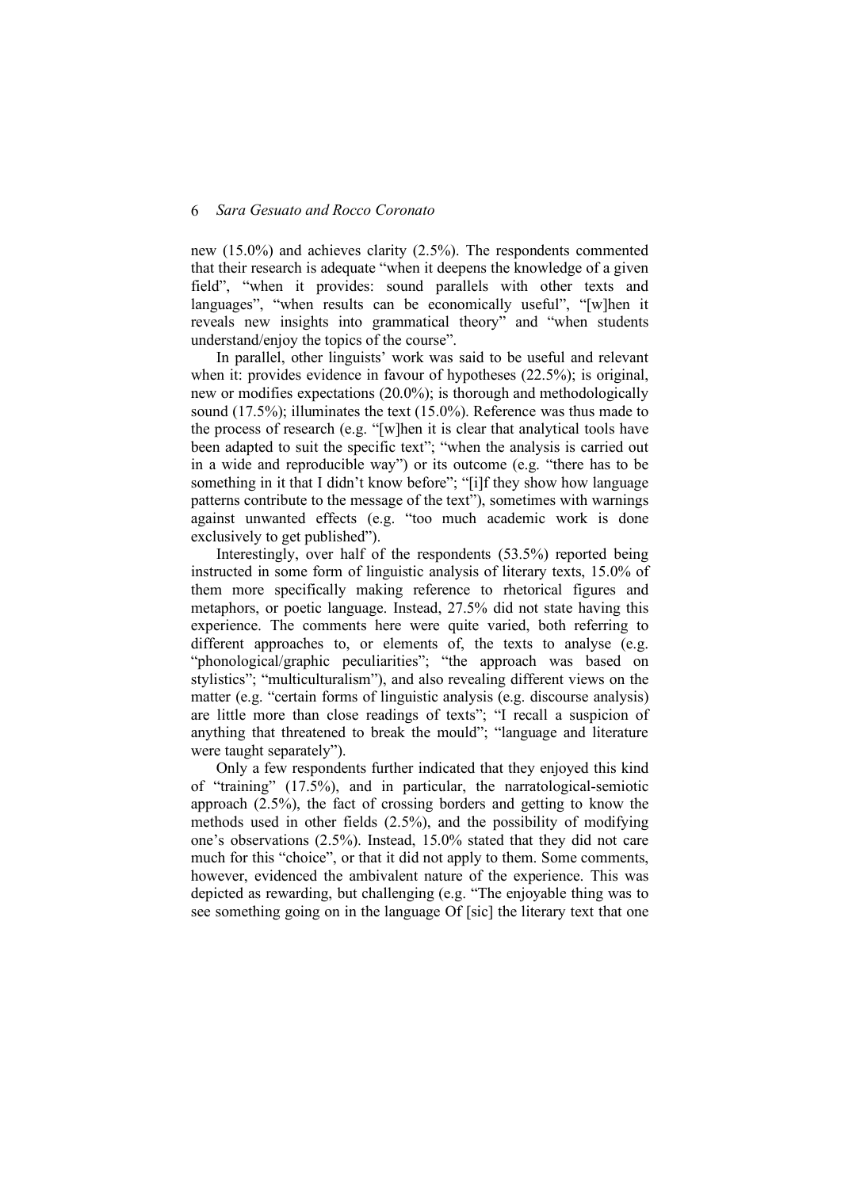new (15.0%) and achieves clarity (2.5%). The respondents commented that their research is adequate "when it deepens the knowledge of a given field", "when it provides: sound parallels with other texts and languages", "when results can be economically useful", "[w]hen it reveals new insights into grammatical theory" and "when students understand/enjoy the topics of the course".

In parallel, other linguists' work was said to be useful and relevant when it: provides evidence in favour of hypotheses (22.5%); is original, new or modifies expectations (20.0%); is thorough and methodologically sound (17.5%); illuminates the text (15.0%). Reference was thus made to the process of research (e.g. "[w]hen it is clear that analytical tools have been adapted to suit the specific text"; "when the analysis is carried out in a wide and reproducible way") or its outcome (e.g. "there has to be something in it that I didn't know before"; "[i]f they show how language patterns contribute to the message of the text"), sometimes with warnings against unwanted effects (e.g. "too much academic work is done exclusively to get published").

Interestingly, over half of the respondents (53.5%) reported being instructed in some form of linguistic analysis of literary texts, 15.0% of them more specifically making reference to rhetorical figures and metaphors, or poetic language. Instead, 27.5% did not state having this experience. The comments here were quite varied, both referring to different approaches to, or elements of, the texts to analyse (e.g. "phonological/graphic peculiarities"; "the approach was based on stylistics"; "multiculturalism"), and also revealing different views on the matter (e.g. "certain forms of linguistic analysis (e.g. discourse analysis) are little more than close readings of texts"; "I recall a suspicion of anything that threatened to break the mould"; "language and literature were taught separately").

Only a few respondents further indicated that they enjoyed this kind of "training" (17.5%), and in particular, the narratological-semiotic approach (2.5%), the fact of crossing borders and getting to know the methods used in other fields (2.5%), and the possibility of modifying one's observations (2.5%). Instead, 15.0% stated that they did not care much for this "choice", or that it did not apply to them. Some comments, however, evidenced the ambivalent nature of the experience. This was depicted as rewarding, but challenging (e.g. "The enjoyable thing was to see something going on in the language Of [sic] the literary text that one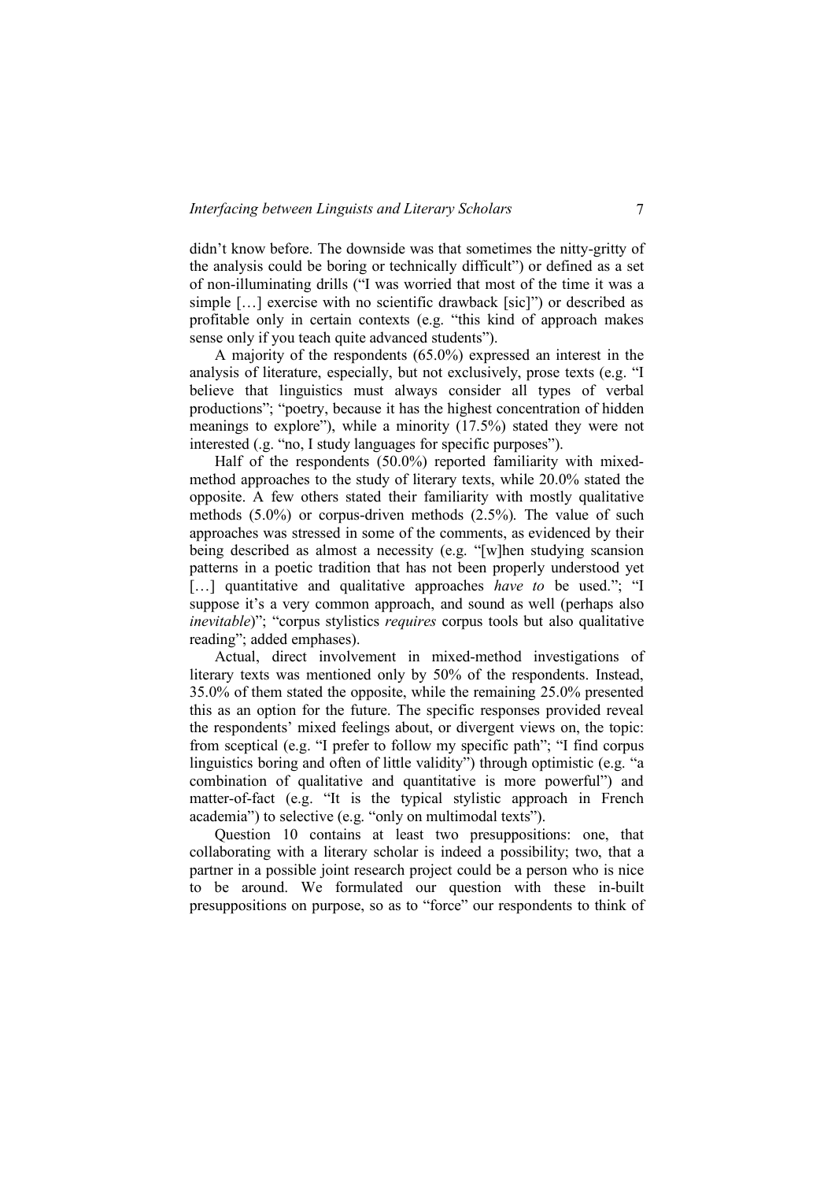didn't know before. The downside was that sometimes the nitty-gritty of the analysis could be boring or technically difficult") or defined as a set of non-illuminating drills ("I was worried that most of the time it was a simple […] exercise with no scientific drawback [sic]") or described as profitable only in certain contexts (e.g. "this kind of approach makes sense only if you teach quite advanced students").

A majority of the respondents (65.0%) expressed an interest in the analysis of literature, especially, but not exclusively, prose texts (e.g. "I believe that linguistics must always consider all types of verbal productions"; "poetry, because it has the highest concentration of hidden meanings to explore"), while a minority (17.5%) stated they were not interested (.g. "no, I study languages for specific purposes").

Half of the respondents (50.0%) reported familiarity with mixed-method approaches to the study of literary texts, while 20.0% stated the opposite. A few others stated their familiarity with mostly qualitative methods (5.0%) or corpus-driven methods (2.5%). The value of such approaches was stressed in some of the comments, as evidenced by their being described as almost a necessity (e.g. "[w]hen studying scansion patterns in a poetic tradition that has not been properly understood yet […] quantitative and qualitative approaches *have to* be used."; "I suppose it's a very common approach, and sound as well (perhaps also *inevitable*)"; "corpus stylistics *requires* corpus tools but also qualitative reading"; added emphases).

Actual, direct involvement in mixed-method investigations of literary texts was mentioned only by 50% of the respondents. Instead, 35.0% of them stated the opposite, while the remaining 25.0% presented this as an option for the future. The specific responses provided reveal the respondents' mixed feelings about, or divergent views on, the topic: from sceptical (e.g. "I prefer to follow my specific path"; "I find corpus linguistics boring and often of little validity") through optimistic (e.g. "a combination of qualitative and quantitative is more powerful") and matter-of-fact (e.g. "It is the typical stylistic approach in French academia") to selective (e.g. "only on multimodal texts").

Question 10 contains at least two presuppositions: one, that collaborating with a literary scholar is indeed a possibility; two, that a partner in a possible joint research project could be a person who is nice to be around. We formulated our question with these in-built presuppositions on purpose, so as to "force" our respondents to think of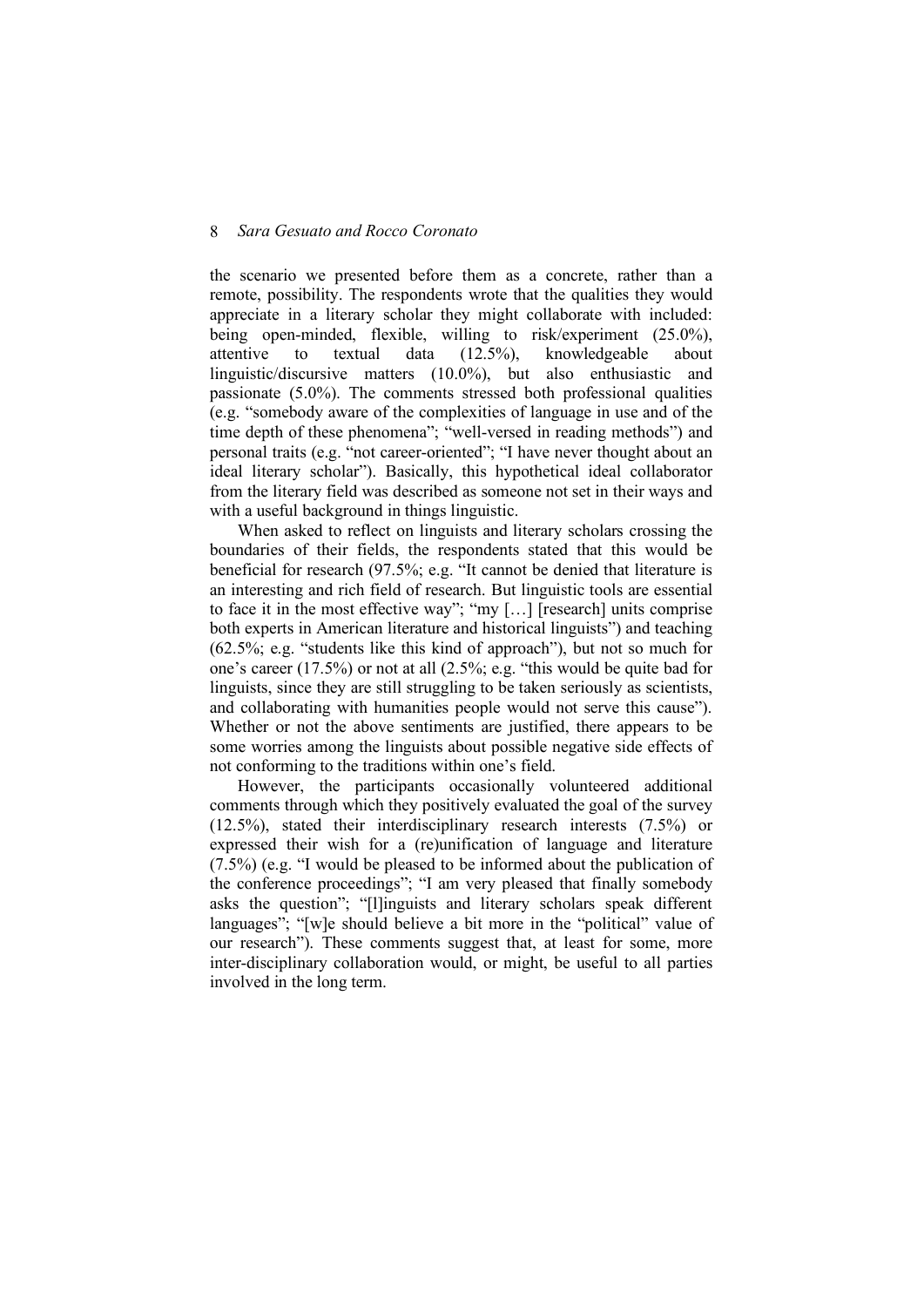the scenario we presented before them as a concrete, rather than a remote, possibility. The respondents wrote that the qualities they would appreciate in a literary scholar they might collaborate with included: being open-minded, flexible, willing to risk/experiment (25.0%), attentive to textual data (12.5%), knowledgeable about linguistic/discursive matters (10.0%), but also enthusiastic and passionate (5.0%). The comments stressed both professional qualities (e.g. "somebody aware of the complexities of language in use and of the time depth of these phenomena"; "well-versed in reading methods") and personal traits (e.g. "not career-oriented"; "I have never thought about an ideal literary scholar"). Basically, this hypothetical ideal collaborator from the literary field was described as someone not set in their ways and with a useful background in things linguistic.

When asked to reflect on linguists and literary scholars crossing the boundaries of their fields, the respondents stated that this would be beneficial for research (97.5%; e.g. "It cannot be denied that literature is an interesting and rich field of research. But linguistic tools are essential to face it in the most effective way"; "my […] [research] units comprise both experts in American literature and historical linguists") and teaching (62.5%; e.g. "students like this kind of approach"), but not so much for one's career (17.5%) or not at all (2.5%; e.g. "this would be quite bad for linguists, since they are still struggling to be taken seriously as scientists, and collaborating with humanities people would not serve this cause"). Whether or not the above sentiments are justified, there appears to be some worries among the linguists about possible negative side effects of not conforming to the traditions within one's field.

However, the participants occasionally volunteered additional comments through which they positively evaluated the goal of the survey (12.5%), stated their interdisciplinary research interests (7.5%) or expressed their wish for a (re)unification of language and literature (7.5%) (e.g. "I would be pleased to be informed about the publication of the conference proceedings"; "I am very pleased that finally somebody asks the question"; "[l]inguists and literary scholars speak different languages"; "[w]e should believe a bit more in the "political" value of our research"). These comments suggest that, at least for some, more inter-disciplinary collaboration would, or might, be useful to all parties involved in the long term.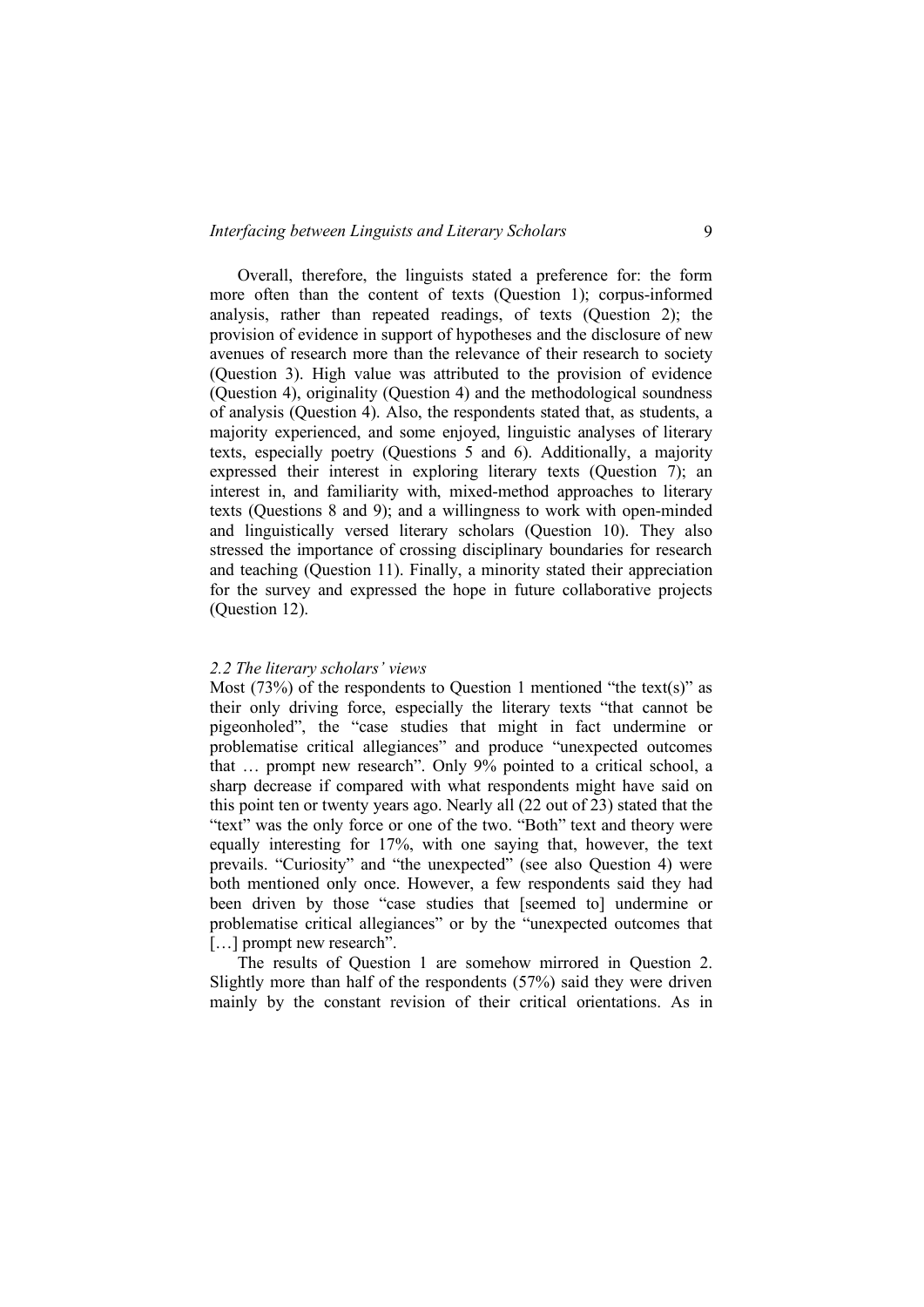Overall, therefore, the linguists stated a preference for: the form more often than the content of texts (Question 1); corpus-informed analysis, rather than repeated readings, of texts (Question 2); the provision of evidence in support of hypotheses and the disclosure of new avenues of research more than the relevance of their research to society (Question 3). High value was attributed to the provision of evidence (Question 4), originality (Question 4) and the methodological soundness of analysis (Question 4). Also, the respondents stated that, as students, a majority experienced, and some enjoyed, linguistic analyses of literary texts, especially poetry (Questions 5 and 6). Additionally, a majority expressed their interest in exploring literary texts (Question 7); an interest in, and familiarity with, mixed-method approaches to literary texts (Questions 8 and 9); and a willingness to work with open-minded and linguistically versed literary scholars (Question 10). They also stressed the importance of crossing disciplinary boundaries for research and teaching (Question 11). Finally, a minority stated their appreciation for the survey and expressed the hope in future collaborative projects (Question 12).

### *2.2 The literary scholars' views*

Most (73%) of the respondents to Question 1 mentioned "the text(s)" as their only driving force, especially the literary texts "that cannot be pigeonholed", the "case studies that might in fact undermine or problematise critical allegiances" and produce "unexpected outcomes that … prompt new research". Only 9% pointed to a critical school, a sharp decrease if compared with what respondents might have said on this point ten or twenty years ago. Nearly all (22 out of 23) stated that the "text" was the only force or one of the two. "Both" text and theory were equally interesting for 17%, with one saying that, however, the text prevails. "Curiosity" and "the unexpected" (see also Question 4) were both mentioned only once. However, a few respondents said they had been driven by those "case studies that [seemed to] undermine or problematise critical allegiances" or by the "unexpected outcomes that […] prompt new research".

The results of Question 1 are somehow mirrored in Question 2. Slightly more than half of the respondents (57%) said they were driven mainly by the constant revision of their critical orientations. As in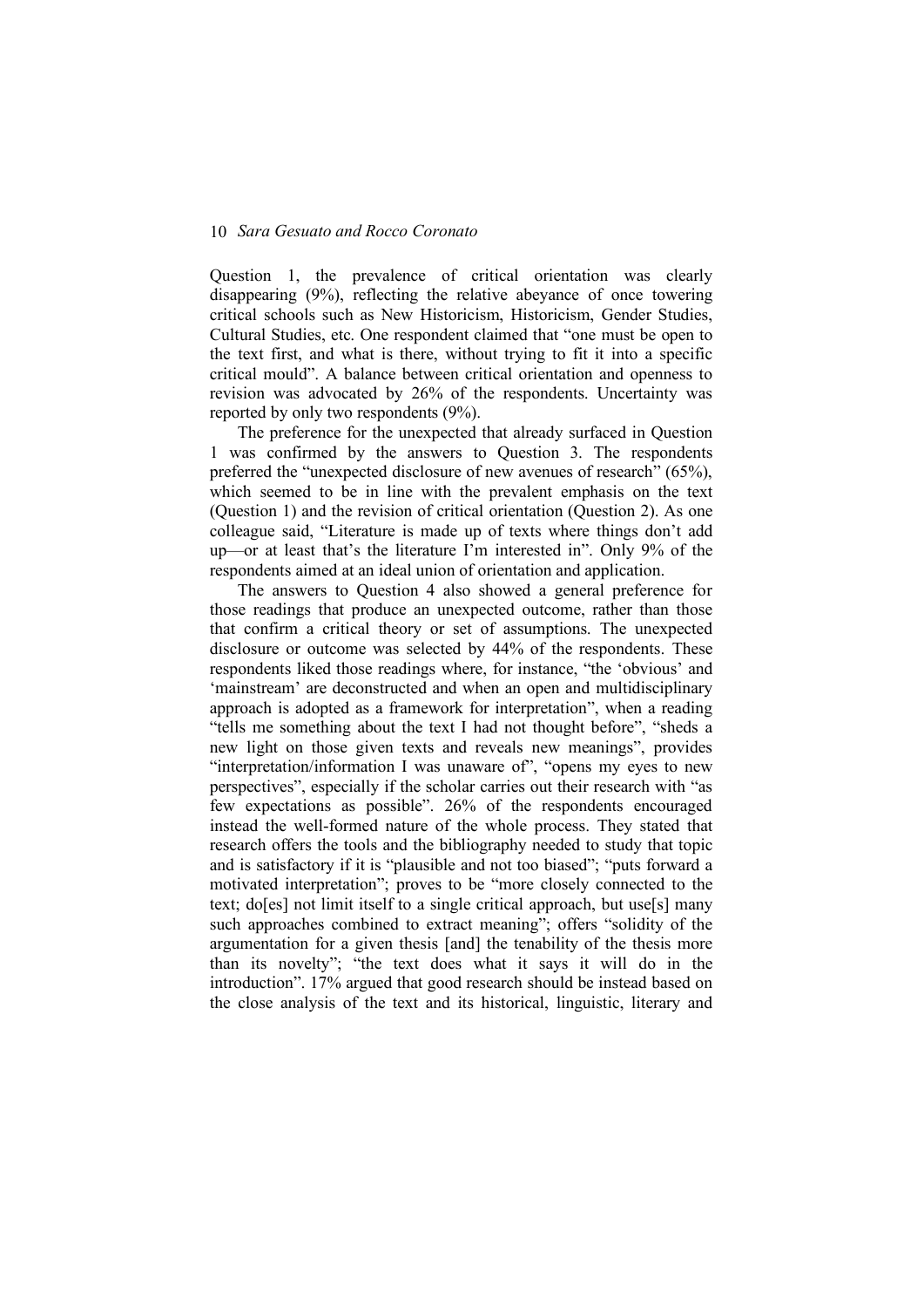Question 1, the prevalence of critical orientation was clearly disappearing (9%), reflecting the relative abeyance of once towering critical schools such as New Historicism, Historicism, Gender Studies, Cultural Studies, etc. One respondent claimed that "one must be open to the text first, and what is there, without trying to fit it into a specific critical mould". A balance between critical orientation and openness to revision was advocated by 26% of the respondents. Uncertainty was reported by only two respondents (9%).

The preference for the unexpected that already surfaced in Question 1 was confirmed by the answers to Question 3. The respondents preferred the "unexpected disclosure of new avenues of research" (65%), which seemed to be in line with the prevalent emphasis on the text (Question 1) and the revision of critical orientation (Question 2). As one colleague said, "Literature is made up of texts where things don't add up—or at least that's the literature I'm interested in". Only 9% of the respondents aimed at an ideal union of orientation and application.

The answers to Question 4 also showed a general preference for those readings that produce an unexpected outcome, rather than those that confirm a critical theory or set of assumptions. The unexpected disclosure or outcome was selected by 44% of the respondents. These respondents liked those readings where, for instance, "the 'obvious' and 'mainstream' are deconstructed and when an open and multidisciplinary approach is adopted as a framework for interpretation", when a reading "tells me something about the text I had not thought before", "sheds a new light on those given texts and reveals new meanings", provides "interpretation/information I was unaware of", "opens my eyes to new perspectives", especially if the scholar carries out their research with "as few expectations as possible". 26% of the respondents encouraged instead the well-formed nature of the whole process. They stated that research offers the tools and the bibliography needed to study that topic and is satisfactory if it is "plausible and not too biased"; "puts forward a motivated interpretation"; proves to be "more closely connected to the text; do[es] not limit itself to a single critical approach, but use[s] many such approaches combined to extract meaning"; offers "solidity of the argumentation for a given thesis [and] the tenability of the thesis more than its novelty"; "the text does what it says it will do in the introduction". 17% argued that good research should be instead based on the close analysis of the text and its historical, linguistic, literary and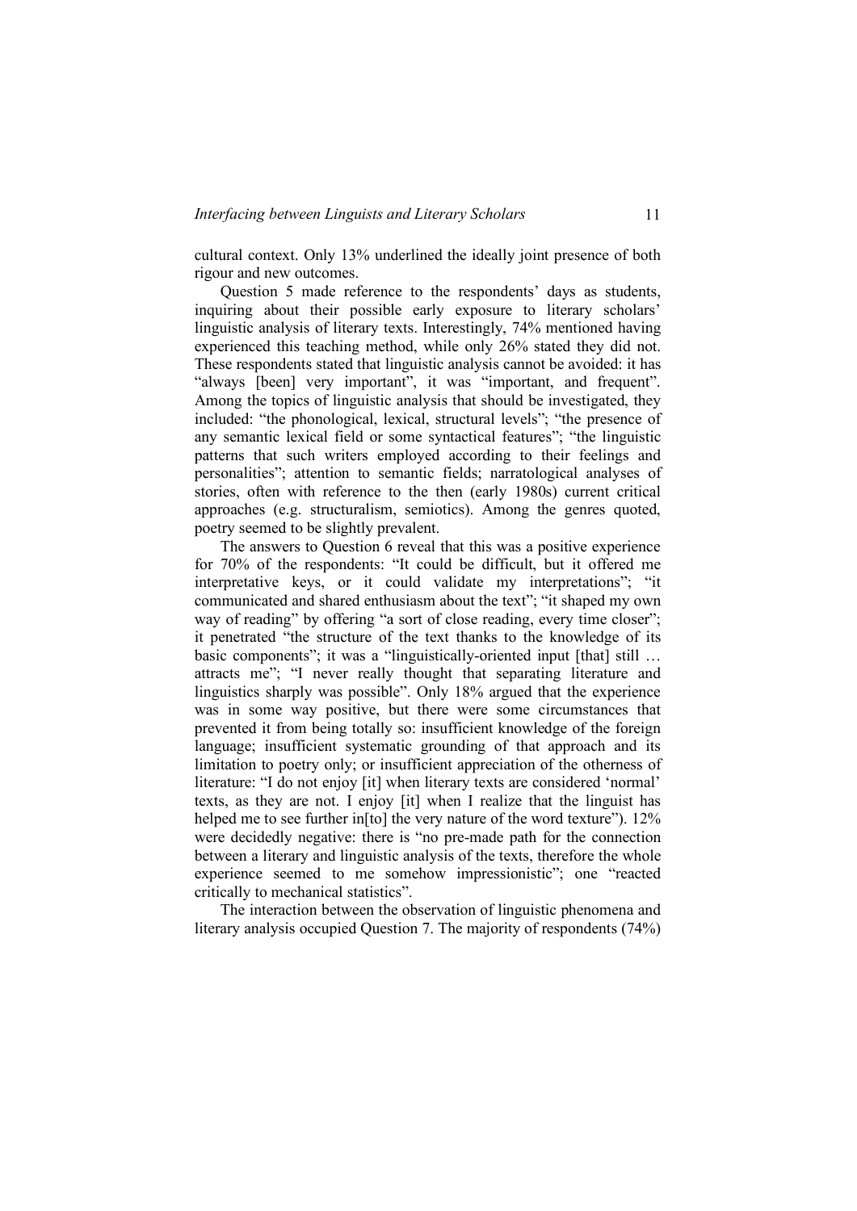cultural context. Only 13% underlined the ideally joint presence of both rigour and new outcomes.

Question 5 made reference to the respondents' days as students, inquiring about their possible early exposure to literary scholars' linguistic analysis of literary texts. Interestingly, 74% mentioned having experienced this teaching method, while only 26% stated they did not. These respondents stated that linguistic analysis cannot be avoided: it has "always [been] very important", it was "important, and frequent". Among the topics of linguistic analysis that should be investigated, they included: "the phonological, lexical, structural levels"; "the presence of any semantic lexical field or some syntactical features"; "the linguistic patterns that such writers employed according to their feelings and personalities"; attention to semantic fields; narratological analyses of stories, often with reference to the then (early 1980s) current critical approaches (e.g. structuralism, semiotics). Among the genres quoted, poetry seemed to be slightly prevalent.

The answers to Question 6 reveal that this was a positive experience for 70% of the respondents: "It could be difficult, but it offered me interpretative keys, or it could validate my interpretations"; "it communicated and shared enthusiasm about the text"; "it shaped my own way of reading" by offering "a sort of close reading, every time closer"; it penetrated "the structure of the text thanks to the knowledge of its basic components"; it was a "linguistically-oriented input [that] still … attracts me"; "I never really thought that separating literature and linguistics sharply was possible". Only 18% argued that the experience was in some way positive, but there were some circumstances that prevented it from being totally so: insufficient knowledge of the foreign language; insufficient systematic grounding of that approach and its limitation to poetry only; or insufficient appreciation of the otherness of literature: "I do not enjoy [it] when literary texts are considered 'normal' texts, as they are not. I enjoy [it] when I realize that the linguist has helped me to see further in[to] the very nature of the word texture"). 12% were decidedly negative: there is "no pre-made path for the connection between a literary and linguistic analysis of the texts, therefore the whole experience seemed to me somehow impressionistic"; one "reacted critically to mechanical statistics".

The interaction between the observation of linguistic phenomena and literary analysis occupied Question 7. The majority of respondents (74%)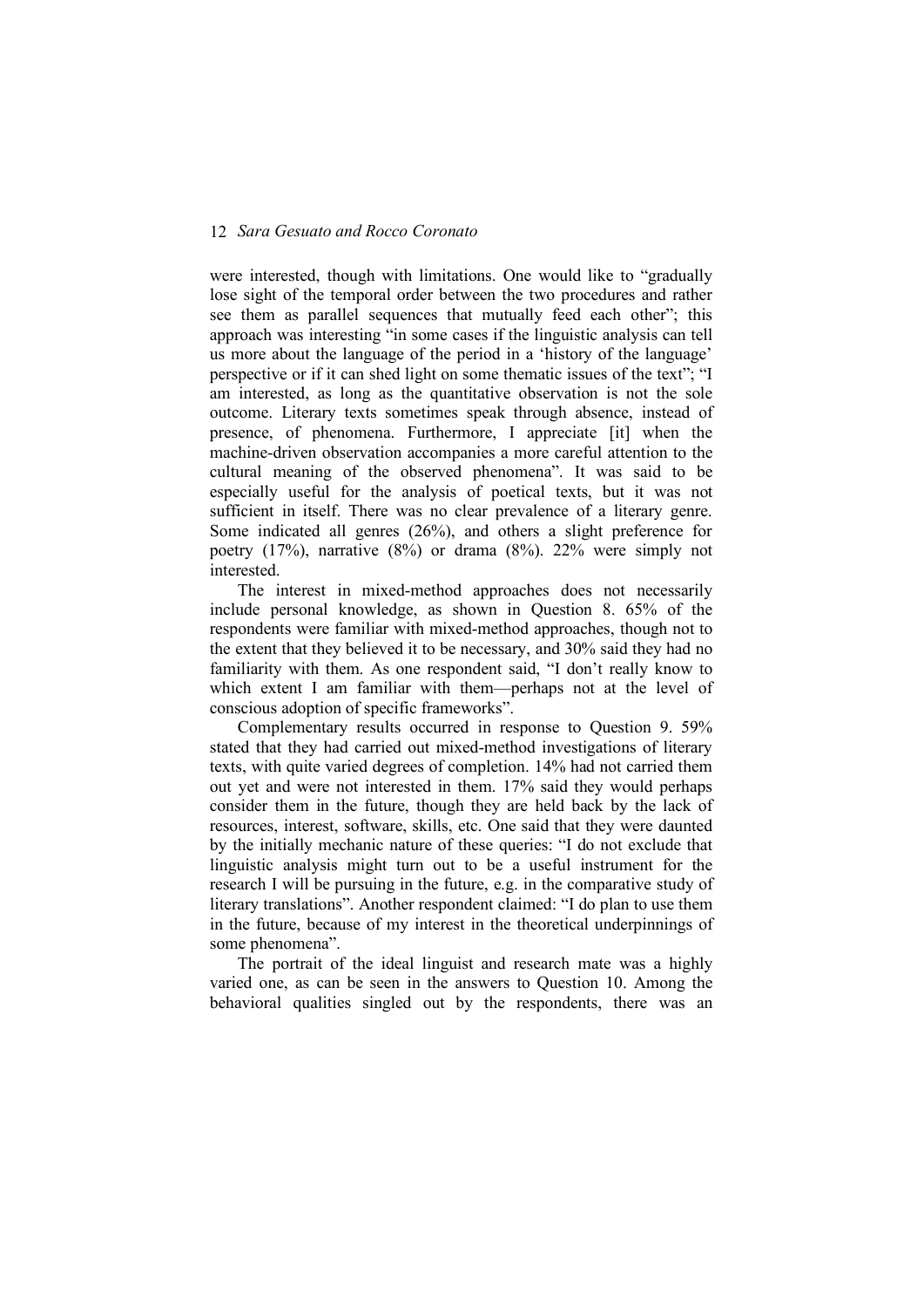were interested, though with limitations. One would like to "gradually lose sight of the temporal order between the two procedures and rather see them as parallel sequences that mutually feed each other"; this approach was interesting "in some cases if the linguistic analysis can tell us more about the language of the period in a 'history of the language' perspective or if it can shed light on some thematic issues of the text"; "I am interested, as long as the quantitative observation is not the sole outcome. Literary texts sometimes speak through absence, instead of presence, of phenomena. Furthermore, I appreciate [it] when the machine-driven observation accompanies a more careful attention to the cultural meaning of the observed phenomena". It was said to be especially useful for the analysis of poetical texts, but it was not sufficient in itself. There was no clear prevalence of a literary genre. Some indicated all genres (26%), and others a slight preference for poetry (17%), narrative (8%) or drama (8%). 22% were simply not interested.

The interest in mixed-method approaches does not necessarily include personal knowledge, as shown in Question 8. 65% of the respondents were familiar with mixed-method approaches, though not to the extent that they believed it to be necessary, and 30% said they had no familiarity with them. As one respondent said, "I don't really know to which extent I am familiar with them—perhaps not at the level of conscious adoption of specific frameworks".

Complementary results occurred in response to Question 9. 59% stated that they had carried out mixed-method investigations of literary texts, with quite varied degrees of completion. 14% had not carried them out yet and were not interested in them. 17% said they would perhaps consider them in the future, though they are held back by the lack of resources, interest, software, skills, etc. One said that they were daunted by the initially mechanic nature of these queries: "I do not exclude that linguistic analysis might turn out to be a useful instrument for the research I will be pursuing in the future, e.g. in the comparative study of literary translations". Another respondent claimed: "I do plan to use them in the future, because of my interest in the theoretical underpinnings of some phenomena".

The portrait of the ideal linguist and research mate was a highly varied one, as can be seen in the answers to Question 10. Among the behavioral qualities singled out by the respondents, there was an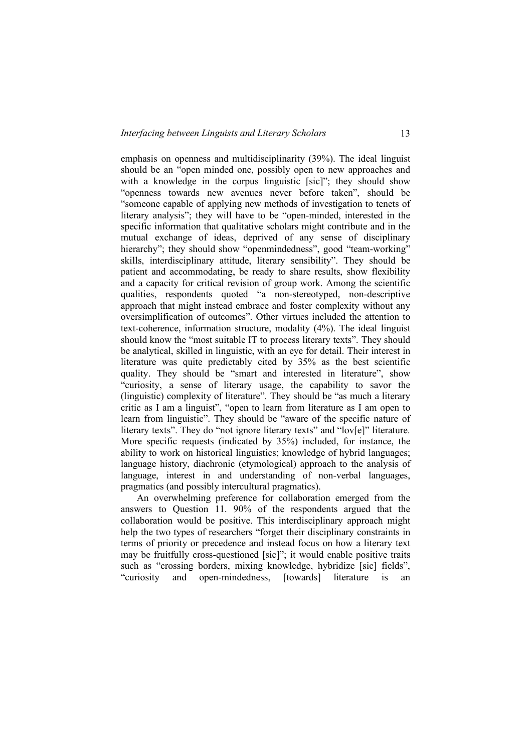emphasis on openness and multidisciplinarity (39%). The ideal linguist should be an "open minded one, possibly open to new approaches and with a knowledge in the corpus linguistic [sic]"; they should show "openness towards new avenues never before taken", should be "someone capable of applying new methods of investigation to tenets of literary analysis"; they will have to be "open-minded, interested in the specific information that qualitative scholars might contribute and in the mutual exchange of ideas, deprived of any sense of disciplinary hierarchy"; they should show "openmindedness", good "team-working" skills, interdisciplinary attitude, literary sensibility". They should be patient and accommodating, be ready to share results, show flexibility and a capacity for critical revision of group work. Among the scientific qualities, respondents quoted "a non-stereotyped, non-descriptive approach that might instead embrace and foster complexity without any oversimplification of outcomes". Other virtues included the attention to text-coherence, information structure, modality (4%). The ideal linguist should know the "most suitable IT to process literary texts". They should be analytical, skilled in linguistic, with an eye for detail. Their interest in literature was quite predictably cited by 35% as the best scientific quality. They should be "smart and interested in literature", show "curiosity, a sense of literary usage, the capability to savor the (linguistic) complexity of literature". They should be "as much a literary critic as I am a linguist", "open to learn from literature as I am open to learn from linguistic". They should be "aware of the specific nature of literary texts". They do "not ignore literary texts" and "lov[e]" literature. More specific requests (indicated by 35%) included, for instance, the ability to work on historical linguistics; knowledge of hybrid languages; language history, diachronic (etymological) approach to the analysis of language, interest in and understanding of non-verbal languages, pragmatics (and possibly intercultural pragmatics).

An overwhelming preference for collaboration emerged from the answers to Question 11. 90% of the respondents argued that the collaboration would be positive. This interdisciplinary approach might help the two types of researchers "forget their disciplinary constraints in terms of priority or precedence and instead focus on how a literary text may be fruitfully cross-questioned [sic]"; it would enable positive traits such as "crossing borders, mixing knowledge, hybridize [sic] fields", "curiosity and open-mindedness, [towards] literature is an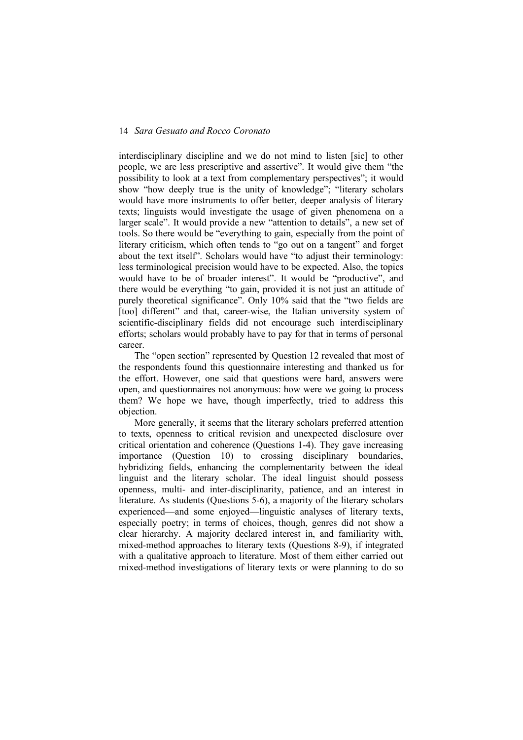interdisciplinary discipline and we do not mind to listen [sic] to other people, we are less prescriptive and assertive". It would give them "the possibility to look at a text from complementary perspectives"; it would show "how deeply true is the unity of knowledge"; "literary scholars would have more instruments to offer better, deeper analysis of literary texts; linguists would investigate the usage of given phenomena on a larger scale". It would provide a new "attention to details", a new set of tools. So there would be "everything to gain, especially from the point of literary criticism, which often tends to "go out on a tangent" and forget about the text itself". Scholars would have "to adjust their terminology: less terminological precision would have to be expected. Also, the topics would have to be of broader interest". It would be "productive", and there would be everything "to gain, provided it is not just an attitude of purely theoretical significance". Only 10% said that the "two fields are [too] different" and that, career-wise, the Italian university system of scientific-disciplinary fields did not encourage such interdisciplinary efforts; scholars would probably have to pay for that in terms of personal career.

The "open section" represented by Question 12 revealed that most of the respondents found this questionnaire interesting and thanked us for the effort. However, one said that questions were hard, answers were open, and questionnaires not anonymous: how were we going to process them? We hope we have, though imperfectly, tried to address this objection.

More generally, it seems that the literary scholars preferred attention to texts, openness to critical revision and unexpected disclosure over critical orientation and coherence (Questions 1-4). They gave increasing importance (Question 10) to crossing disciplinary boundaries, hybridizing fields, enhancing the complementarity between the ideal linguist and the literary scholar. The ideal linguist should possess openness, multi- and inter-disciplinarity, patience, and an interest in literature. As students (Questions 5-6), a majority of the literary scholars experienced—and some enjoyed—linguistic analyses of literary texts, especially poetry; in terms of choices, though, genres did not show a clear hierarchy. A majority declared interest in, and familiarity with, mixed-method approaches to literary texts (Questions 8-9), if integrated with a qualitative approach to literature. Most of them either carried out mixed-method investigations of literary texts or were planning to do so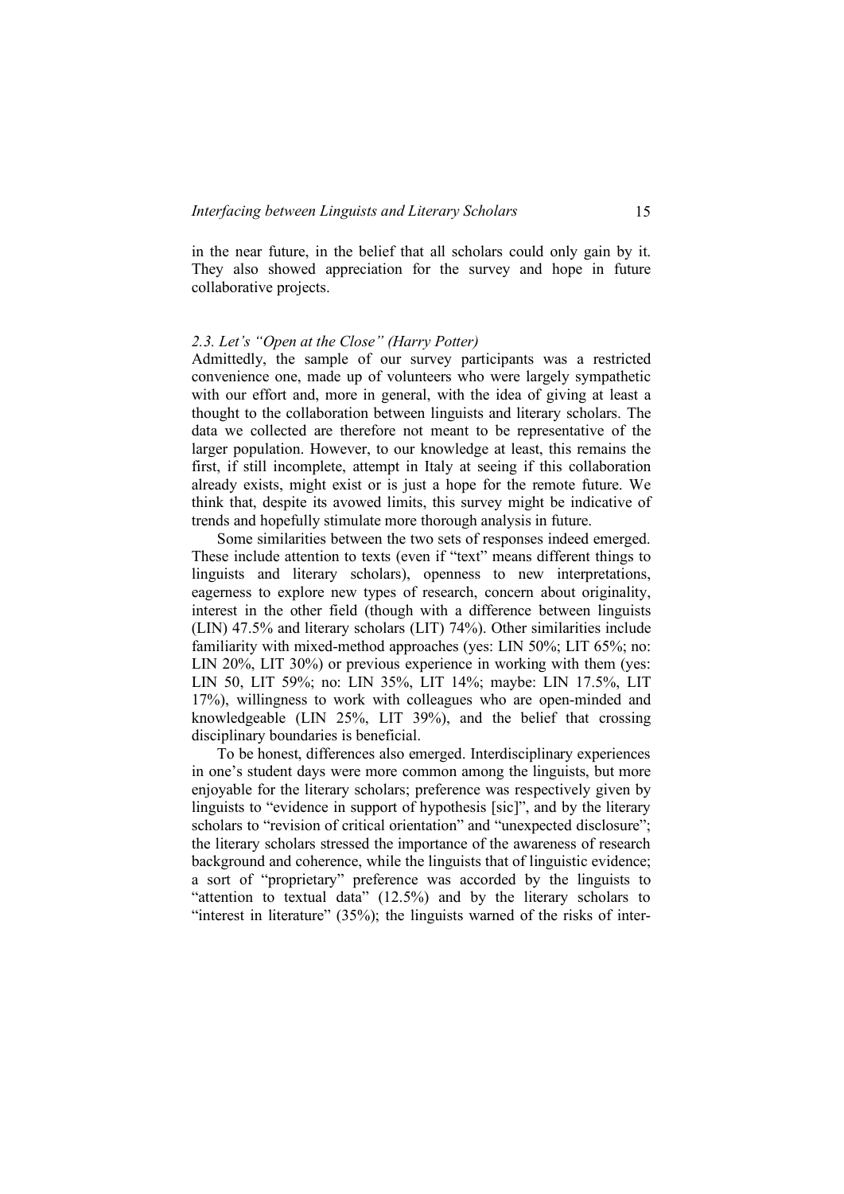in the near future, in the belief that all scholars could only gain by it. They also showed appreciation for the survey and hope in future collaborative projects.

### *2.3. Let's "Open at the Close" (Harry Potter)*

Admittedly, the sample of our survey participants was a restricted convenience one, made up of volunteers who were largely sympathetic with our effort and, more in general, with the idea of giving at least a thought to the collaboration between linguists and literary scholars. The data we collected are therefore not meant to be representative of the larger population. However, to our knowledge at least, this remains the first, if still incomplete, attempt in Italy at seeing if this collaboration already exists, might exist or is just a hope for the remote future. We think that, despite its avowed limits, this survey might be indicative of trends and hopefully stimulate more thorough analysis in future.

Some similarities between the two sets of responses indeed emerged. These include attention to texts (even if "text" means different things to linguists and literary scholars), openness to new interpretations, eagerness to explore new types of research, concern about originality, interest in the other field (though with a difference between linguists (LIN) 47.5% and literary scholars (LIT) 74%). Other similarities include familiarity with mixed-method approaches (yes: LIN 50%; LIT 65%; no: LIN 20%, LIT 30%) or previous experience in working with them (yes: LIN 50, LIT 59%; no: LIN 35%, LIT 14%; maybe: LIN 17.5%, LIT 17%), willingness to work with colleagues who are open-minded and knowledgeable (LIN 25%, LIT 39%), and the belief that crossing disciplinary boundaries is beneficial.

To be honest, differences also emerged. Interdisciplinary experiences in one's student days were more common among the linguists, but more enjoyable for the literary scholars; preference was respectively given by linguists to "evidence in support of hypothesis [sic]", and by the literary scholars to "revision of critical orientation" and "unexpected disclosure"; the literary scholars stressed the importance of the awareness of research background and coherence, while the linguists that of linguistic evidence; a sort of "proprietary" preference was accorded by the linguists to "attention to textual data" (12.5%) and by the literary scholars to "interest in literature" (35%); the linguists warned of the risks of inter-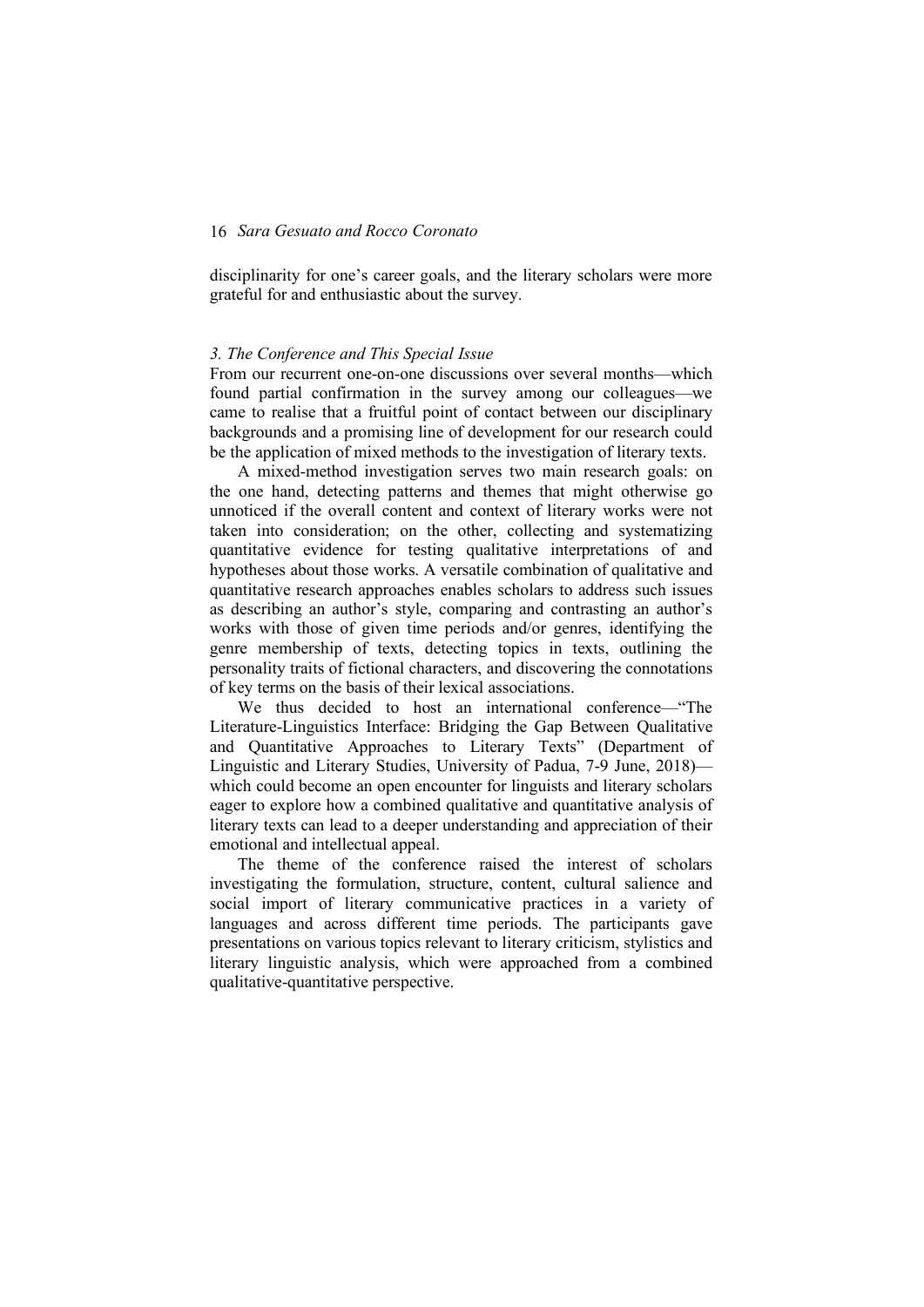disciplinarity for one's career goals, and the literary scholars were more grateful for and enthusiastic about the survey.

### *3. The Conference and This Special Issue*

From our recurrent one-on-one discussions over several months—which found partial confirmation in the survey among our colleagues—we came to realise that a fruitful point of contact between our disciplinary backgrounds and a promising line of development for our research could be the application of mixed methods to the investigation of literary texts.

A mixed-method investigation serves two main research goals: on the one hand, detecting patterns and themes that might otherwise go unnoticed if the overall content and context of literary works were not taken into consideration; on the other, collecting and systematizing quantitative evidence for testing qualitative interpretations of and hypotheses about those works. A versatile combination of qualitative and quantitative research approaches enables scholars to address such issues as describing an author's style, comparing and contrasting an author's works with those of given time periods and/or genres, identifying the genre membership of texts, detecting topics in texts, outlining the personality traits of fictional characters, and discovering the connotations of key terms on the basis of their lexical associations.

We thus decided to host an international conference—"The Literature-Linguistics Interface: Bridging the Gap Between Qualitative and Quantitative Approaches to Literary Texts" (Department of Linguistic and Literary Studies, University of Padua, 7-9 June, 2018)—which could become an open encounter for linguists and literary scholars eager to explore how a combined qualitative and quantitative analysis of literary texts can lead to a deeper understanding and appreciation of their emotional and intellectual appeal.

The theme of the conference raised the interest of scholars investigating the formulation, structure, content, cultural salience and social import of literary communicative practices in a variety of languages and across different time periods. The participants gave presentations on various topics relevant to literary criticism, stylistics and literary linguistic analysis, which were approached from a combined qualitative-quantitative perspective.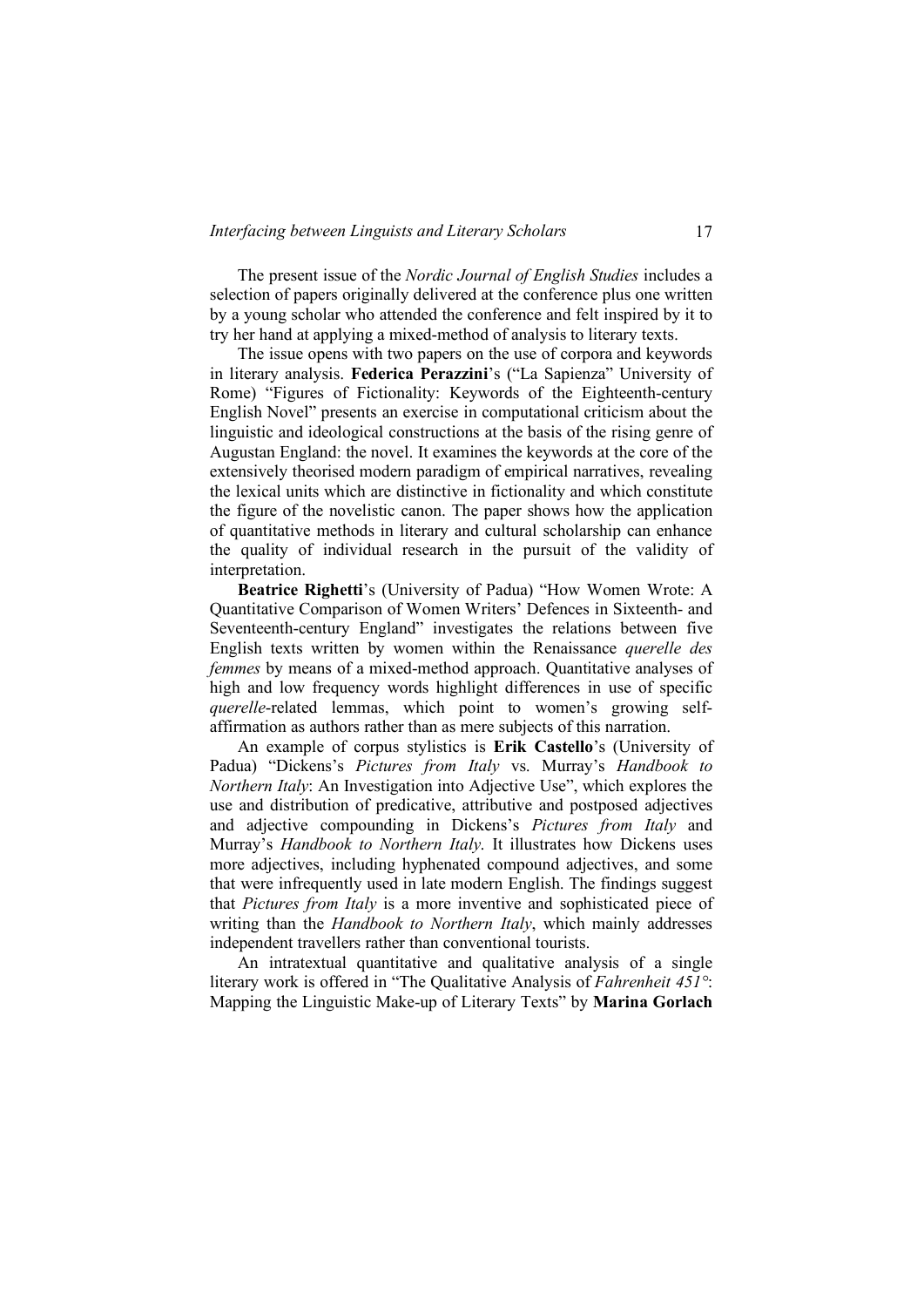The present issue of the *Nordic Journal of English Studies* includes a selection of papers originally delivered at the conference plus one written by a young scholar who attended the conference and felt inspired by it to try her hand at applying a mixed-method of analysis to literary texts.

The issue opens with two papers on the use of corpora and keywords in literary analysis. **Federica Perazzini**'s ("La Sapienza" University of Rome) "Figures of Fictionality: Keywords of the Eighteenth-century English Novel" presents an exercise in computational criticism about the linguistic and ideological constructions at the basis of the rising genre of Augustan England: the novel. It examines the keywords at the core of the extensively theorised modern paradigm of empirical narratives, revealing the lexical units which are distinctive in fictionality and which constitute the figure of the novelistic canon. The paper shows how the application of quantitative methods in literary and cultural scholarship can enhance the quality of individual research in the pursuit of the validity of interpretation.

**Beatrice Righetti**'s (University of Padua) "How Women Wrote: A Quantitative Comparison of Women Writers' Defences in Sixteenth- and Seventeenth-century England" investigates the relations between five English texts written by women within the Renaissance *querelle des femmes* by means of a mixed-method approach. Quantitative analyses of high and low frequency words highlight differences in use of specific *querelle*-related lemmas, which point to women's growing self-affirmation as authors rather than as mere subjects of this narration.

An example of corpus stylistics is **Erik Castello**'s (University of Padua) "Dickens's *Pictures from Italy* vs. Murray's *Handbook to Northern Italy*: An Investigation into Adjective Use", which explores the use and distribution of predicative, attributive and postposed adjectives and adjective compounding in Dickens's *Pictures from Italy* and Murray's *Handbook to Northern Italy*. It illustrates how Dickens uses more adjectives, including hyphenated compound adjectives, and some that were infrequently used in late modern English. The findings suggest that *Pictures from Italy* is a more inventive and sophisticated piece of writing than the *Handbook to Northern Italy*, which mainly addresses independent travellers rather than conventional tourists.

An intratextual quantitative and qualitative analysis of a single literary work is offered in "The Qualitative Analysis of *Fahrenheit 451°*: Mapping the Linguistic Make-up of Literary Texts" by **Marina Gorlach**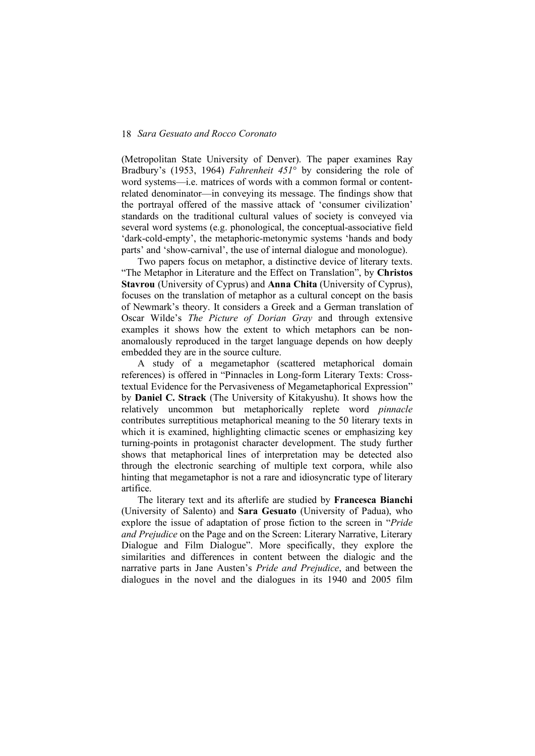(Metropolitan State University of Denver). The paper examines Ray Bradbury's (1953, 1964) *Fahrenheit 451°* by considering the role of word systems—i.e. matrices of words with a common formal or content-related denominator—in conveying its message. The findings show that the portrayal offered of the massive attack of 'consumer civilization' standards on the traditional cultural values of society is conveyed via several word systems (e.g. phonological, the conceptual-associative field 'dark-cold-empty', the metaphoric-metonymic systems 'hands and body parts' and 'show-carnival', the use of internal dialogue and monologue).

Two papers focus on metaphor, a distinctive device of literary texts. "The Metaphor in Literature and the Effect on Translation", by **Christos Stavrou** (University of Cyprus) and **Anna Chita** (University of Cyprus), focuses on the translation of metaphor as a cultural concept on the basis of Newmark's theory. It considers a Greek and a German translation of Oscar Wilde's *The Picture of Dorian Gray* and through extensive examples it shows how the extent to which metaphors can be non-anomalously reproduced in the target language depends on how deeply embedded they are in the source culture.

A study of a megametaphor (scattered metaphorical domain references) is offered in "Pinnacles in Long-form Literary Texts: Cross-textual Evidence for the Pervasiveness of Megametaphorical Expression" by **Daniel C. Strack** (The University of Kitakyushu). It shows how the relatively uncommon but metaphorically replete word *pinnacle* contributes surreptitious metaphorical meaning to the 50 literary texts in which it is examined, highlighting climactic scenes or emphasizing key turning-points in protagonist character development. The study further shows that metaphorical lines of interpretation may be detected also through the electronic searching of multiple text corpora, while also hinting that megametaphor is not a rare and idiosyncratic type of literary artifice.

The literary text and its afterlife are studied by **Francesca Bianchi** (University of Salento) and **Sara Gesuato** (University of Padua), who explore the issue of adaptation of prose fiction to the screen in "*Pride and Prejudice* on the Page and on the Screen: Literary Narrative, Literary Dialogue and Film Dialogue". More specifically, they explore the similarities and differences in content between the dialogic and the narrative parts in Jane Austen's *Pride and Prejudice*, and between the dialogues in the novel and the dialogues in its 1940 and 2005 film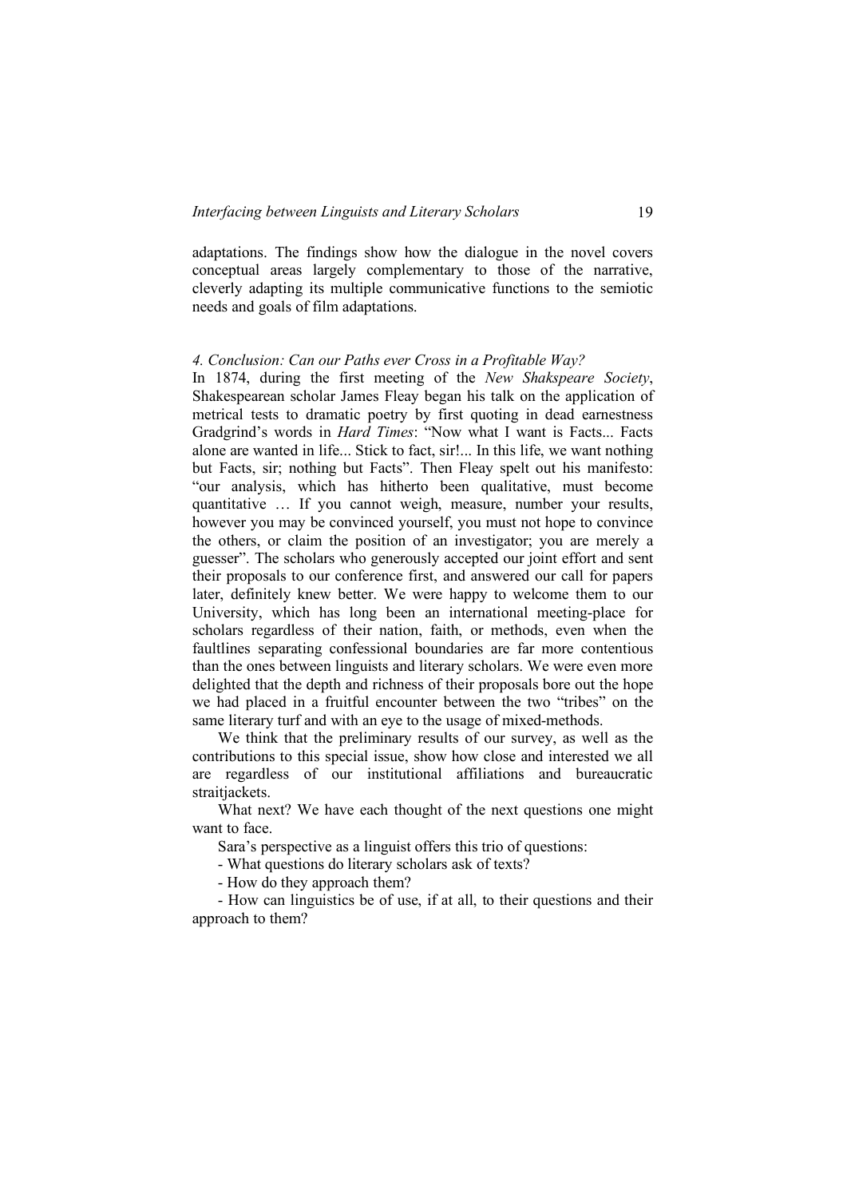adaptations. The findings show how the dialogue in the novel covers conceptual areas largely complementary to those of the narrative, cleverly adapting its multiple communicative functions to the semiotic needs and goals of film adaptations.

### *4. Conclusion: Can our Paths ever Cross in a Profitable Way?*

In 1874, during the first meeting of the *New Shakspeare Society*, Shakespearean scholar James Fleay began his talk on the application of metrical tests to dramatic poetry by first quoting in dead earnestness Gradgrind's words in *Hard Times*: "Now what I want is Facts... Facts alone are wanted in life... Stick to fact, sir!... In this life, we want nothing but Facts, sir; nothing but Facts". Then Fleay spelt out his manifesto: "our analysis, which has hitherto been qualitative, must become quantitative … If you cannot weigh, measure, number your results, however you may be convinced yourself, you must not hope to convince the others, or claim the position of an investigator; you are merely a guesser". The scholars who generously accepted our joint effort and sent their proposals to our conference first, and answered our call for papers later, definitely knew better. We were happy to welcome them to our University, which has long been an international meeting-place for scholars regardless of their nation, faith, or methods, even when the faultlines separating confessional boundaries are far more contentious than the ones between linguists and literary scholars. We were even more delighted that the depth and richness of their proposals bore out the hope we had placed in a fruitful encounter between the two "tribes" on the same literary turf and with an eye to the usage of mixed-methods.

We think that the preliminary results of our survey, as well as the contributions to this special issue, show how close and interested we all are regardless of our institutional affiliations and bureaucratic straitjackets.

What next? We have each thought of the next questions one might want to face.

Sara's perspective as a linguist offers this trio of questions:

- What questions do literary scholars ask of texts?
- How do they approach them?
- How can linguistics be of use, if at all, to their questions and their approach to them?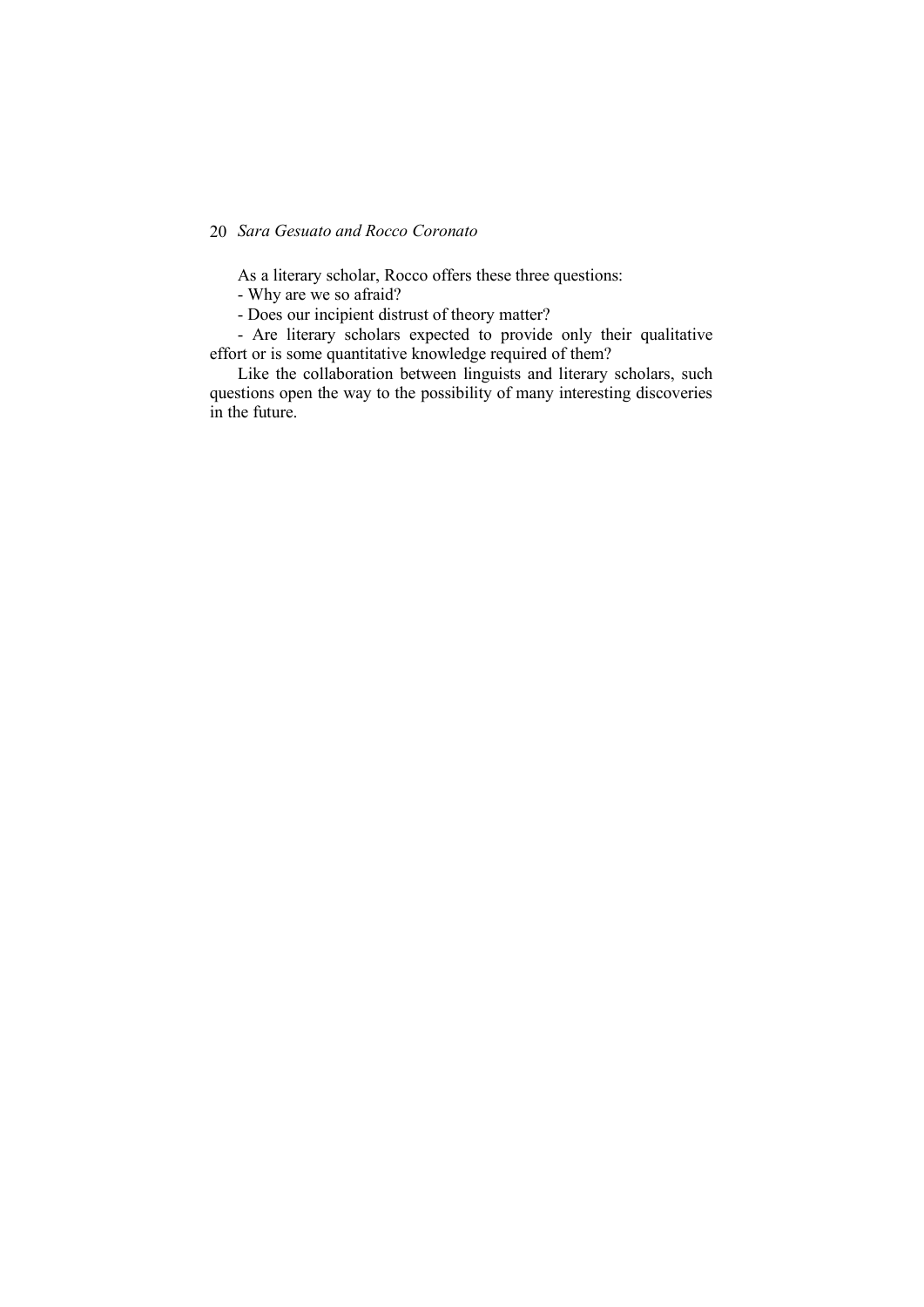As a literary scholar, Rocco offers these three questions:

- Why are we so afraid?
- Does our incipient distrust of theory matter?
- Are literary scholars expected to provide only their qualitative effort or is some quantitative knowledge required of them?

Like the collaboration between linguists and literary scholars, such questions open the way to the possibility of many interesting discoveries in the future.